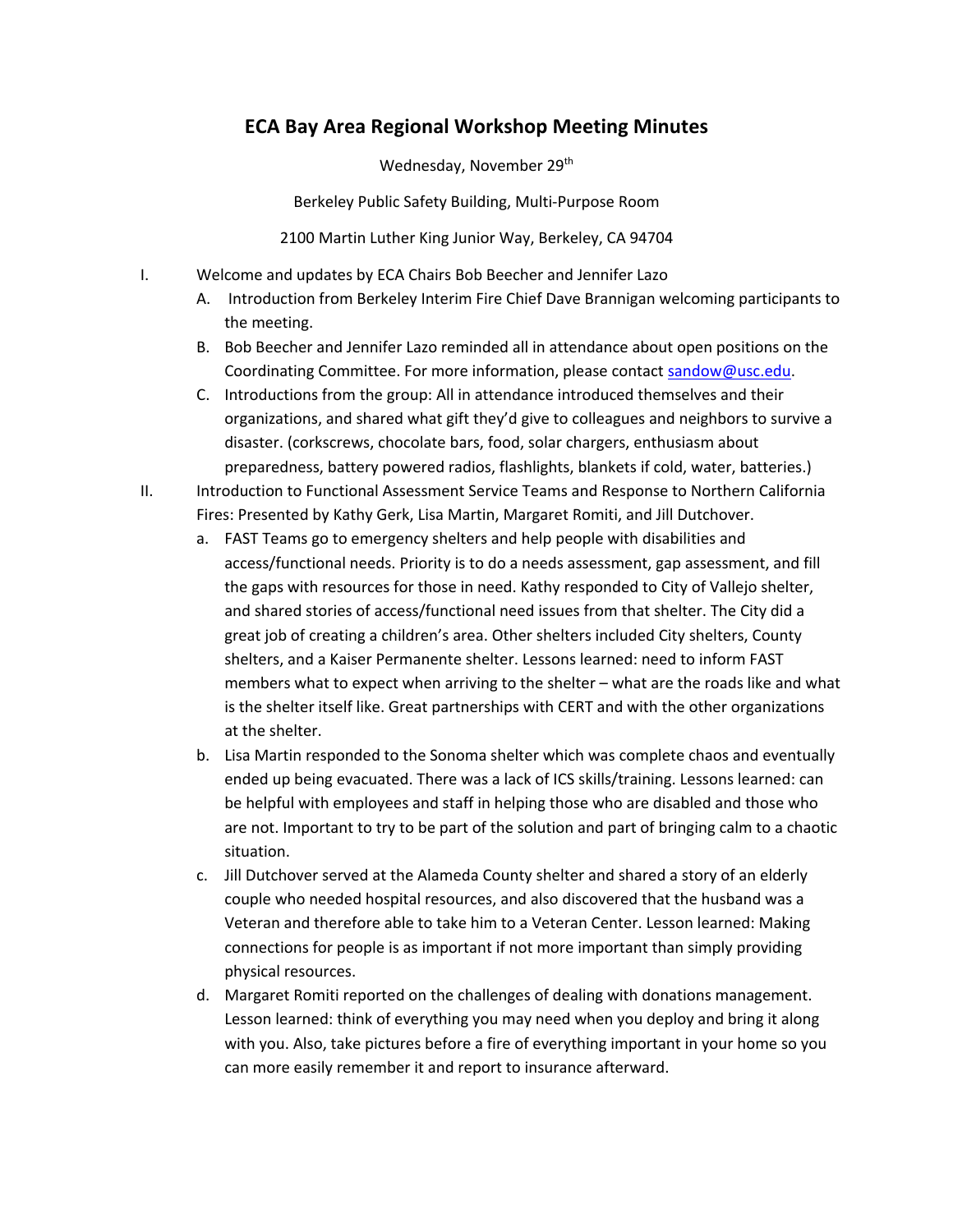# ECA Bay Area Regional Workshop Meeting Minutes

Wednesday, November 29th

Berkeley Public Safety Building, Multi-Purpose Room

2100 Martin Luther King Junior Way, Berkeley, CA 94704

I. Welcome and updates by ECA Chairs Bob Beecher and Jennifer Lazo
   A. Introduction from Berkeley Interim Fire Chief Dave Brannigan welcoming participants to the meeting.
   B. Bob Beecher and Jennifer Lazo reminded all in attendance about open positions on the Coordinating Committee. For more information, please contact sandow@usc.edu.
   C. Introductions from the group: All in attendance introduced themselves and their organizations, and shared what gift they'd give to colleagues and neighbors to survive a disaster. (corkscrews, chocolate bars, food, solar chargers, enthusiasm about preparedness, battery powered radios, flashlights, blankets if cold, water, batteries.)

II. Introduction to Functional Assessment Service Teams and Response to Northern California Fires: Presented by Kathy Gerk, Lisa Martin, Margaret Romiti, and Jill Dutchover.
   a. FAST Teams go to emergency shelters and help people with disabilities and access/functional needs. Priority is to do a needs assessment, gap assessment, and fill the gaps with resources for those in need. Kathy responded to City of Vallejo shelter, and shared stories of access/functional need issues from that shelter. The City did a great job of creating a children's area. Other shelters included City shelters, County shelters, and a Kaiser Permanente shelter. Lessons learned: need to inform FAST members what to expect when arriving to the shelter – what are the roads like and what is the shelter itself like. Great partnerships with CERT and with the other organizations at the shelter.
   b. Lisa Martin responded to the Sonoma shelter which was complete chaos and eventually ended up being evacuated. There was a lack of ICS skills/training. Lessons learned: can be helpful with employees and staff in helping those who are disabled and those who are not. Important to try to be part of the solution and part of bringing calm to a chaotic situation.
   c. Jill Dutchover served at the Alameda County shelter and shared a story of an elderly couple who needed hospital resources, and also discovered that the husband was a Veteran and therefore able to take him to a Veteran Center. Lesson learned: Making connections for people is as important if not more important than simply providing physical resources.
   d. Margaret Romiti reported on the challenges of dealing with donations management. Lesson learned: think of everything you may need when you deploy and bring it along with you. Also, take pictures before a fire of everything important in your home so you can more easily remember it and report to insurance afterward.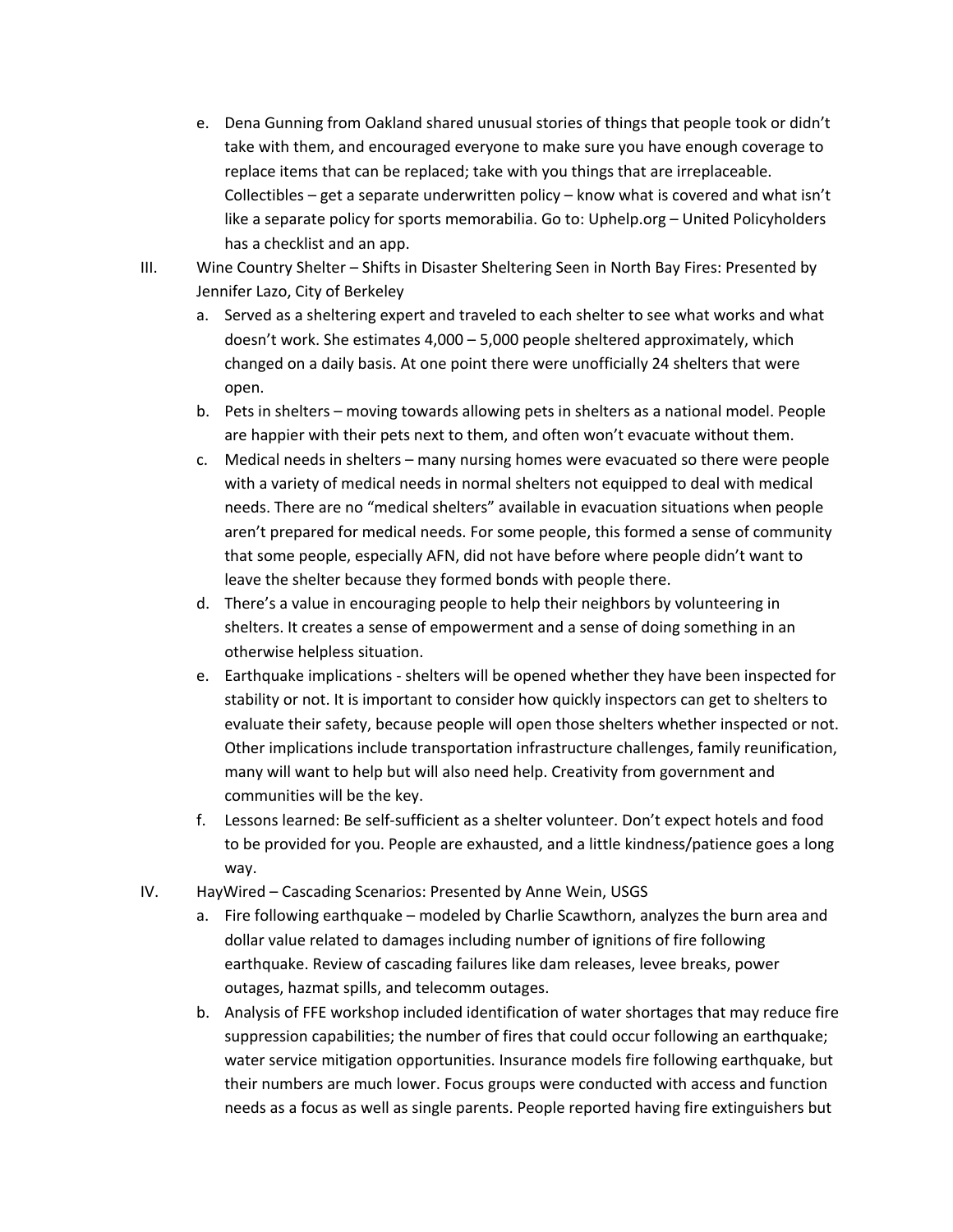e. Dena Gunning from Oakland shared unusual stories of things that people took or didn't take with them, and encouraged everyone to make sure you have enough coverage to replace items that can be replaced; take with you things that are irreplaceable. Collectibles – get a separate underwritten policy – know what is covered and what isn't like a separate policy for sports memorabilia. Go to: Uphelp.org – United Policyholders has a checklist and an app.

III. Wine Country Shelter – Shifts in Disaster Sheltering Seen in North Bay Fires: Presented by Jennifer Lazo, City of Berkeley

   a. Served as a sheltering expert and traveled to each shelter to see what works and what doesn't work. She estimates 4,000 – 5,000 people sheltered approximately, which changed on a daily basis. At one point there were unofficially 24 shelters that were open.
   b. Pets in shelters – moving towards allowing pets in shelters as a national model. People are happier with their pets next to them, and often won't evacuate without them.
   c. Medical needs in shelters – many nursing homes were evacuated so there were people with a variety of medical needs in normal shelters not equipped to deal with medical needs. There are no "medical shelters" available in evacuation situations when people aren't prepared for medical needs. For some people, this formed a sense of community that some people, especially AFN, did not have before where people didn't want to leave the shelter because they formed bonds with people there.
   d. There's a value in encouraging people to help their neighbors by volunteering in shelters. It creates a sense of empowerment and a sense of doing something in an otherwise helpless situation.
   e. Earthquake implications - shelters will be opened whether they have been inspected for stability or not. It is important to consider how quickly inspectors can get to shelters to evaluate their safety, because people will open those shelters whether inspected or not. Other implications include transportation infrastructure challenges, family reunification, many will want to help but will also need help. Creativity from government and communities will be the key.
   f. Lessons learned: Be self-sufficient as a shelter volunteer. Don't expect hotels and food to be provided for you. People are exhausted, and a little kindness/patience goes a long way.

IV. HayWired – Cascading Scenarios: Presented by Anne Wein, USGS

   a. Fire following earthquake – modeled by Charlie Scawthorn, analyzes the burn area and dollar value related to damages including number of ignitions of fire following earthquake. Review of cascading failures like dam releases, levee breaks, power outages, hazmat spills, and telecomm outages.
   b. Analysis of FFE workshop included identification of water shortages that may reduce fire suppression capabilities; the number of fires that could occur following an earthquake; water service mitigation opportunities. Insurance models fire following earthquake, but their numbers are much lower. Focus groups were conducted with access and function needs as a focus as well as single parents. People reported having fire extinguishers but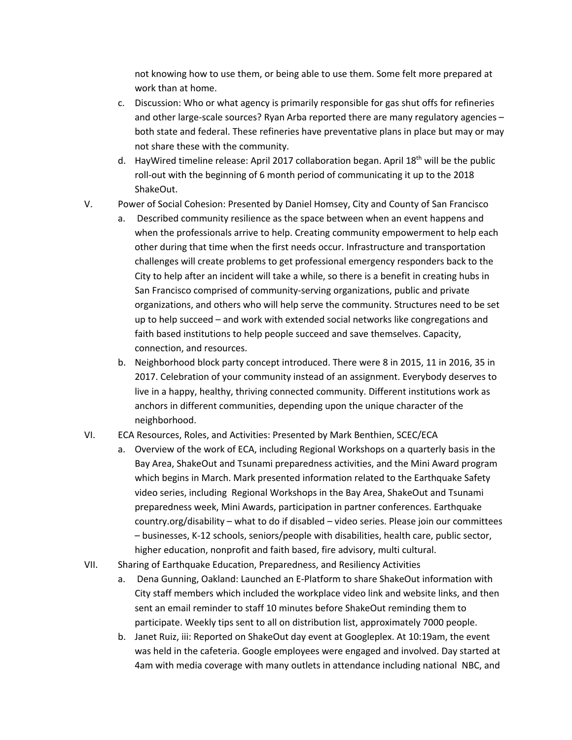not knowing how to use them, or being able to use them. Some felt more prepared at work than at home.

   c. Discussion: Who or what agency is primarily responsible for gas shut offs for refineries and other large-scale sources? Ryan Arba reported there are many regulatory agencies – both state and federal. These refineries have preventative plans in place but may or may not share these with the community.
   d. HayWired timeline release: April 2017 collaboration began. April 18th will be the public roll-out with the beginning of 6 month period of communicating it up to the 2018 ShakeOut.

V. Power of Social Cohesion: Presented by Daniel Homsey, City and County of San Francisco
   a. Described community resilience as the space between when an event happens and when the professionals arrive to help. Creating community empowerment to help each other during that time when the first needs occur. Infrastructure and transportation challenges will create problems to get professional emergency responders back to the City to help after an incident will take a while, so there is a benefit in creating hubs in San Francisco comprised of community-serving organizations, public and private organizations, and others who will help serve the community. Structures need to be set up to help succeed – and work with extended social networks like congregations and faith based institutions to help people succeed and save themselves. Capacity, connection, and resources.
   b. Neighborhood block party concept introduced. There were 8 in 2015, 11 in 2016, 35 in 2017. Celebration of your community instead of an assignment. Everybody deserves to live in a happy, healthy, thriving connected community. Different institutions work as anchors in different communities, depending upon the unique character of the neighborhood.

VI. ECA Resources, Roles, and Activities: Presented by Mark Benthien, SCEC/ECA
   a. Overview of the work of ECA, including Regional Workshops on a quarterly basis in the Bay Area, ShakeOut and Tsunami preparedness activities, and the Mini Award program which begins in March. Mark presented information related to the Earthquake Safety video series, including Regional Workshops in the Bay Area, ShakeOut and Tsunami preparedness week, Mini Awards, participation in partner conferences. Earthquake country.org/disability – what to do if disabled – video series. Please join our committees – businesses, K-12 schools, seniors/people with disabilities, health care, public sector, higher education, nonprofit and faith based, fire advisory, multi cultural.

VII. Sharing of Earthquake Education, Preparedness, and Resiliency Activities
   a. Dena Gunning, Oakland: Launched an E-Platform to share ShakeOut information with City staff members which included the workplace video link and website links, and then sent an email reminder to staff 10 minutes before ShakeOut reminding them to participate. Weekly tips sent to all on distribution list, approximately 7000 people.
   b. Janet Ruiz, iii: Reported on ShakeOut day event at Googleplex. At 10:19am, the event was held in the cafeteria. Google employees were engaged and involved. Day started at 4am with media coverage with many outlets in attendance including national NBC, and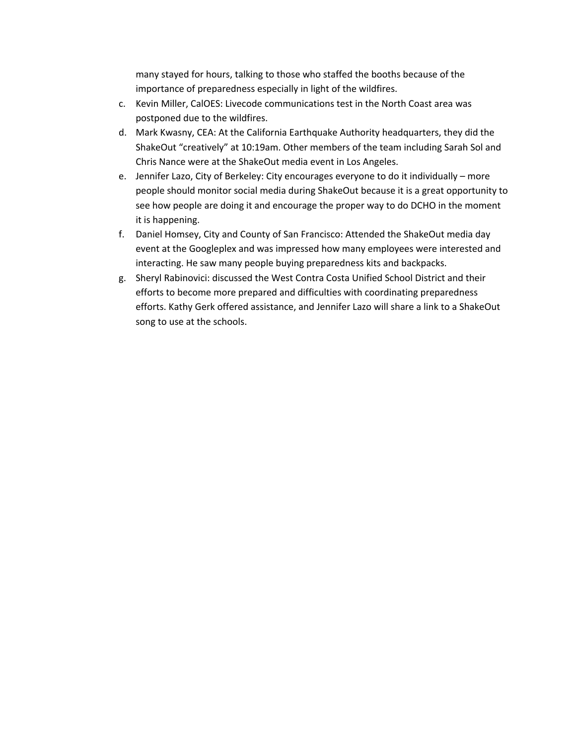many stayed for hours, talking to those who staffed the booths because of the importance of preparedness especially in light of the wildfires.

c. Kevin Miller, CalOES: Livecode communications test in the North Coast area was postponed due to the wildfires.
d. Mark Kwasny, CEA: At the California Earthquake Authority headquarters, they did the ShakeOut "creatively" at 10:19am. Other members of the team including Sarah Sol and Chris Nance were at the ShakeOut media event in Los Angeles.
e. Jennifer Lazo, City of Berkeley: City encourages everyone to do it individually – more people should monitor social media during ShakeOut because it is a great opportunity to see how people are doing it and encourage the proper way to do DCHO in the moment it is happening.
f. Daniel Homsey, City and County of San Francisco: Attended the ShakeOut media day event at the Googleplex and was impressed how many employees were interested and interacting. He saw many people buying preparedness kits and backpacks.
g. Sheryl Rabinovici: discussed the West Contra Costa Unified School District and their efforts to become more prepared and difficulties with coordinating preparedness efforts. Kathy Gerk offered assistance, and Jennifer Lazo will share a link to a ShakeOut song to use at the schools.